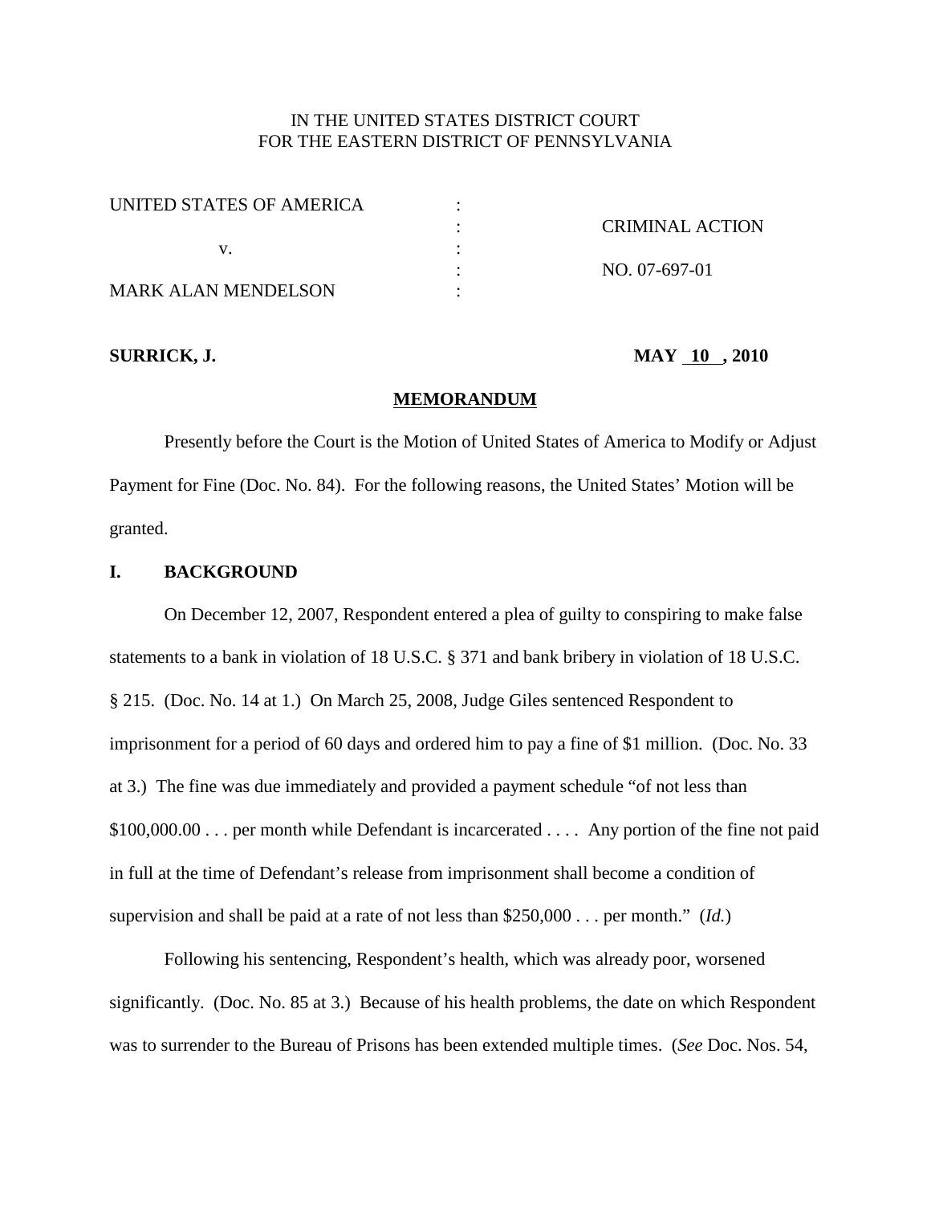IN THE UNITED STATES DISTRICT COURT
FOR THE EASTERN DISTRICT OF PENNSYLVANIA

| | | |
|---|---|---|
| UNITED STATES OF AMERICA | : | |
| | : | CRIMINAL ACTION |
| v. | : | |
| | : | NO. 07-697-01 |
| MARK ALAN MENDELSON | : | |

**SURRICK, J.** **MAY 10 , 2010**

## MEMORANDUM

Presently before the Court is the Motion of United States of America to Modify or Adjust Payment for Fine (Doc. No. 84). For the following reasons, the United States' Motion will be granted.

## I. BACKGROUND

On December 12, 2007, Respondent entered a plea of guilty to conspiring to make false statements to a bank in violation of 18 U.S.C. § 371 and bank bribery in violation of 18 U.S.C. § 215. (Doc. No. 14 at 1.) On March 25, 2008, Judge Giles sentenced Respondent to imprisonment for a period of 60 days and ordered him to pay a fine of $1 million. (Doc. No. 33 at 3.) The fine was due immediately and provided a payment schedule "of not less than $100,000.00 . . . per month while Defendant is incarcerated . . . . Any portion of the fine not paid in full at the time of Defendant's release from imprisonment shall become a condition of supervision and shall be paid at a rate of not less than $250,000 . . . per month." (*Id.*)

Following his sentencing, Respondent's health, which was already poor, worsened significantly. (Doc. No. 85 at 3.) Because of his health problems, the date on which Respondent was to surrender to the Bureau of Prisons has been extended multiple times. (*See* Doc. Nos. 54,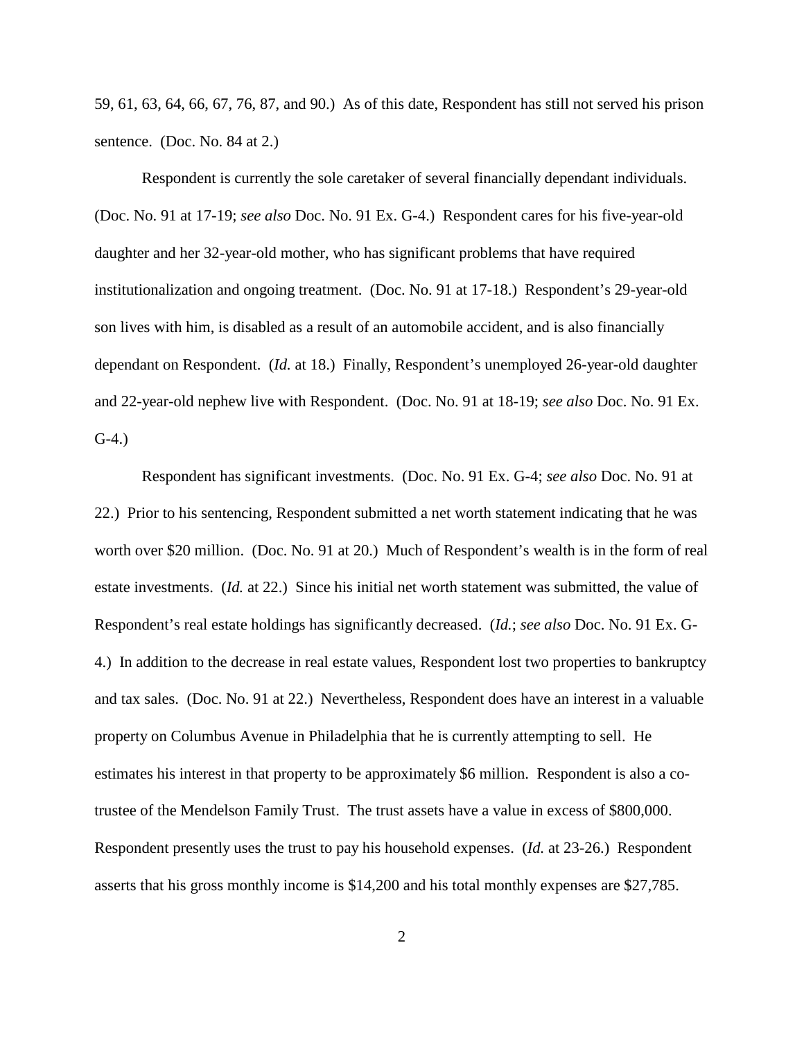59, 61, 63, 64, 66, 67, 76, 87, and 90.) As of this date, Respondent has still not served his prison sentence. (Doc. No. 84 at 2.)

Respondent is currently the sole caretaker of several financially dependant individuals. (Doc. No. 91 at 17-19; *see also* Doc. No. 91 Ex. G-4.) Respondent cares for his five-year-old daughter and her 32-year-old mother, who has significant problems that have required institutionalization and ongoing treatment. (Doc. No. 91 at 17-18.) Respondent's 29-year-old son lives with him, is disabled as a result of an automobile accident, and is also financially dependant on Respondent. (*Id.* at 18.) Finally, Respondent's unemployed 26-year-old daughter and 22-year-old nephew live with Respondent. (Doc. No. 91 at 18-19; *see also* Doc. No. 91 Ex. G-4.)

Respondent has significant investments. (Doc. No. 91 Ex. G-4; *see also* Doc. No. 91 at 22.) Prior to his sentencing, Respondent submitted a net worth statement indicating that he was worth over $20 million. (Doc. No. 91 at 20.) Much of Respondent's wealth is in the form of real estate investments. (*Id.* at 22.) Since his initial net worth statement was submitted, the value of Respondent's real estate holdings has significantly decreased. (*Id.*; *see also* Doc. No. 91 Ex. G-4.) In addition to the decrease in real estate values, Respondent lost two properties to bankruptcy and tax sales. (Doc. No. 91 at 22.) Nevertheless, Respondent does have an interest in a valuable property on Columbus Avenue in Philadelphia that he is currently attempting to sell. He estimates his interest in that property to be approximately $6 million. Respondent is also a co-trustee of the Mendelson Family Trust. The trust assets have a value in excess of $800,000. Respondent presently uses the trust to pay his household expenses. (*Id.* at 23-26.) Respondent asserts that his gross monthly income is $14,200 and his total monthly expenses are $27,785.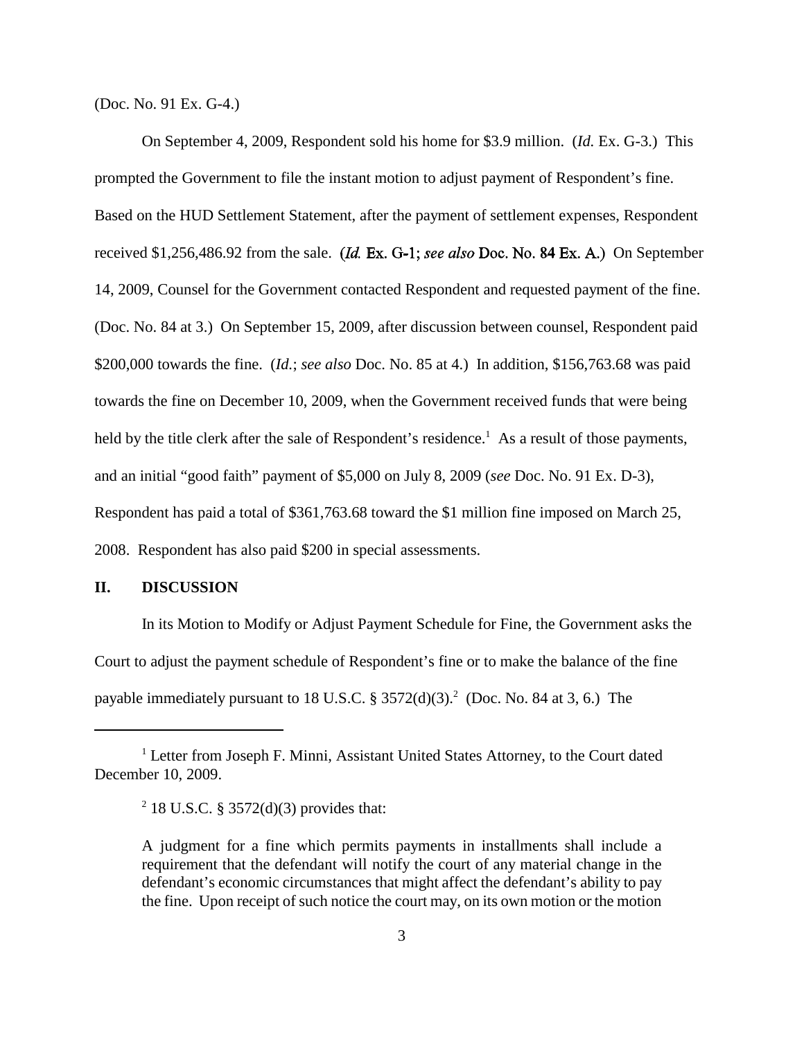(Doc. No. 91 Ex. G-4.)

On September 4, 2009, Respondent sold his home for $3.9 million. (*Id.* Ex. G-3.) This prompted the Government to file the instant motion to adjust payment of Respondent's fine. Based on the HUD Settlement Statement, after the payment of settlement expenses, Respondent received $1,256,486.92 from the sale. (*Id.* Ex. G-1; *see also* Doc. No. 84 Ex. A.) On September 14, 2009, Counsel for the Government contacted Respondent and requested payment of the fine. (Doc. No. 84 at 3.) On September 15, 2009, after discussion between counsel, Respondent paid $200,000 towards the fine. (*Id.*; *see also* Doc. No. 85 at 4.) In addition, $156,763.68 was paid towards the fine on December 10, 2009, when the Government received funds that were being held by the title clerk after the sale of Respondent's residence.[1] As a result of those payments, and an initial "good faith" payment of $5,000 on July 8, 2009 (*see* Doc. No. 91 Ex. D-3), Respondent has paid a total of $361,763.68 toward the $1 million fine imposed on March 25, 2008. Respondent has also paid $200 in special assessments.

## II. DISCUSSION

In its Motion to Modify or Adjust Payment Schedule for Fine, the Government asks the Court to adjust the payment schedule of Respondent's fine or to make the balance of the fine payable immediately pursuant to 18 U.S.C. § 3572(d)(3).[2] (Doc. No. 84 at 3, 6.) The

---

[1] Letter from Joseph F. Minni, Assistant United States Attorney, to the Court dated December 10, 2009.

[2] 18 U.S.C. § 3572(d)(3) provides that:

> A judgment for a fine which permits payments in installments shall include a requirement that the defendant will notify the court of any material change in the defendant's economic circumstances that might affect the defendant's ability to pay the fine. Upon receipt of such notice the court may, on its own motion or the motion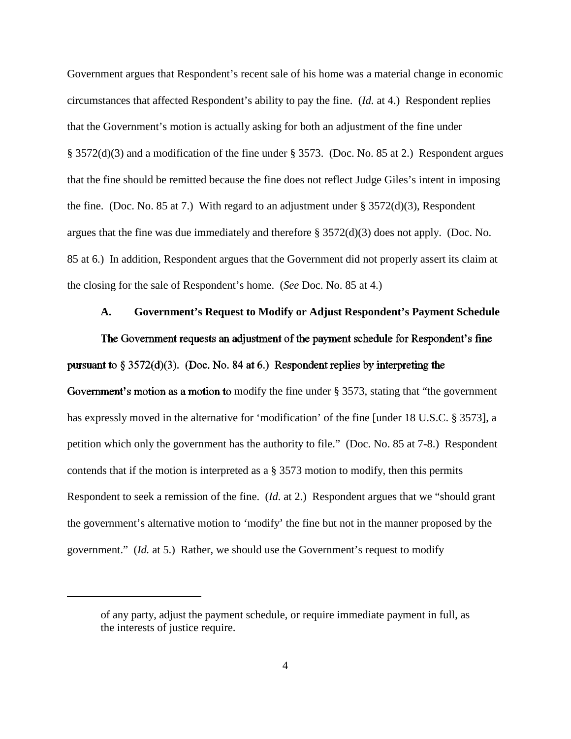Government argues that Respondent's recent sale of his home was a material change in economic circumstances that affected Respondent's ability to pay the fine. (*Id.* at 4.) Respondent replies that the Government's motion is actually asking for both an adjustment of the fine under § 3572(d)(3) and a modification of the fine under § 3573. (Doc. No. 85 at 2.) Respondent argues that the fine should be remitted because the fine does not reflect Judge Giles's intent in imposing the fine. (Doc. No. 85 at 7.) With regard to an adjustment under § 3572(d)(3), Respondent argues that the fine was due immediately and therefore § 3572(d)(3) does not apply. (Doc. No. 85 at 6.) In addition, Respondent argues that the Government did not properly assert its claim at the closing for the sale of Respondent's home. (*See* Doc. No. 85 at 4.)

**A. Government's Request to Modify or Adjust Respondent's Payment Schedule**

The Government requests an adjustment of the payment schedule for Respondent's fine pursuant to § 3572(d)(3). (Doc. No. 84 at 6.) Respondent replies by interpreting the Government's motion as a motion to modify the fine under § 3573, stating that "the government has expressly moved in the alternative for 'modification' of the fine [under 18 U.S.C. § 3573], a petition which only the government has the authority to file." (Doc. No. 85 at 7-8.) Respondent contends that if the motion is interpreted as a § 3573 motion to modify, then this permits Respondent to seek a remission of the fine. (*Id.* at 2.) Respondent argues that we "should grant the government's alternative motion to 'modify' the fine but not in the manner proposed by the government." (*Id.* at 5.) Rather, we should use the Government's request to modify

---

of any party, adjust the payment schedule, or require immediate payment in full, as the interests of justice require.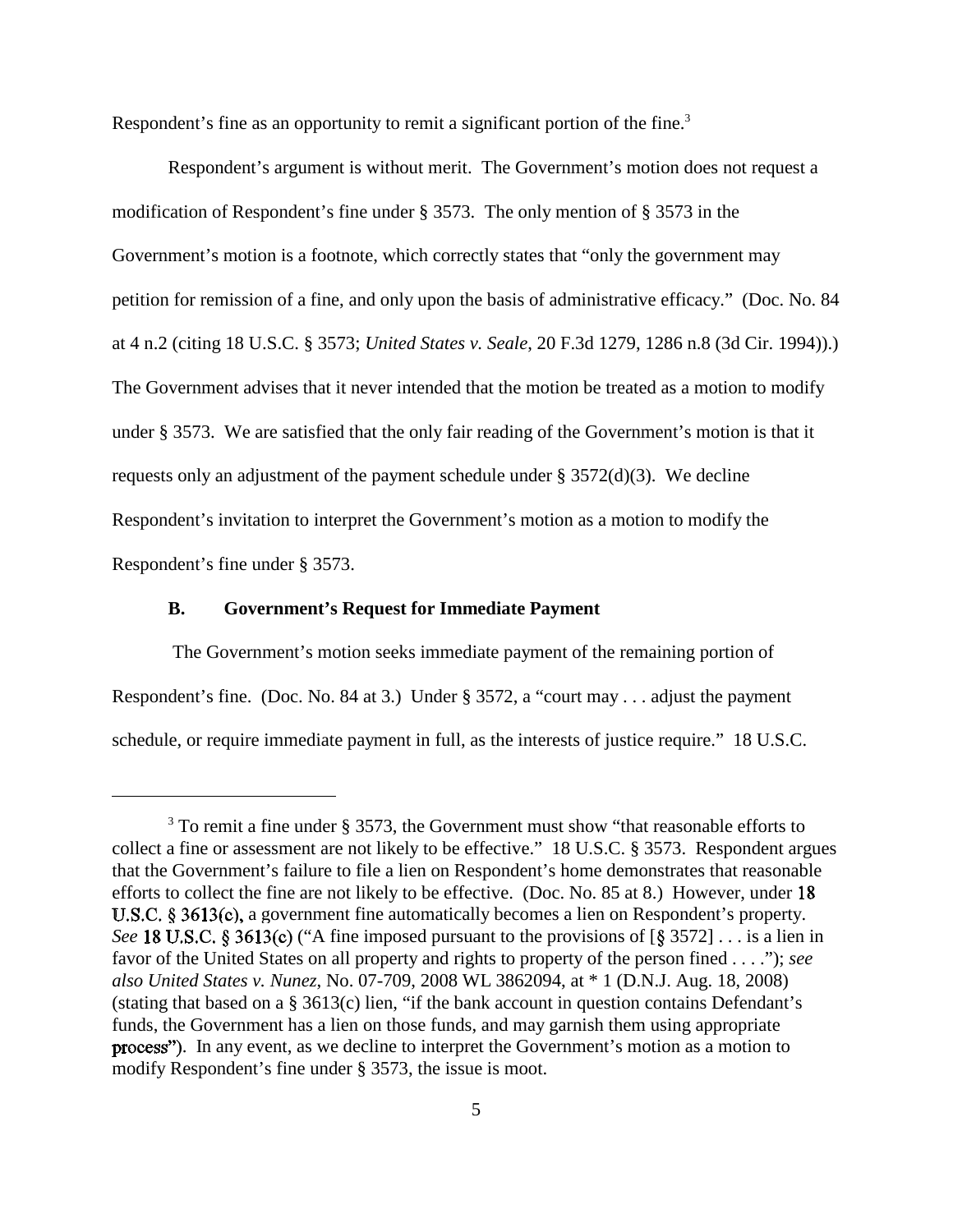Respondent's fine as an opportunity to remit a significant portion of the fine.[3]

Respondent's argument is without merit. The Government's motion does not request a modification of Respondent's fine under § 3573. The only mention of § 3573 in the Government's motion is a footnote, which correctly states that "only the government may petition for remission of a fine, and only upon the basis of administrative efficacy." (Doc. No. 84 at 4 n.2 (citing 18 U.S.C. § 3573; *United States v. Seale*, 20 F.3d 1279, 1286 n.8 (3d Cir. 1994)).) The Government advises that it never intended that the motion be treated as a motion to modify under § 3573. We are satisfied that the only fair reading of the Government's motion is that it requests only an adjustment of the payment schedule under § 3572(d)(3). We decline Respondent's invitation to interpret the Government's motion as a motion to modify the Respondent's fine under § 3573.

### B. Government's Request for Immediate Payment

The Government's motion seeks immediate payment of the remaining portion of Respondent's fine. (Doc. No. 84 at 3.) Under § 3572, a "court may . . . adjust the payment schedule, or require immediate payment in full, as the interests of justice require." 18 U.S.C.

---

[3] To remit a fine under § 3573, the Government must show "that reasonable efforts to collect a fine or assessment are not likely to be effective." 18 U.S.C. § 3573. Respondent argues that the Government's failure to file a lien on Respondent's home demonstrates that reasonable efforts to collect the fine are not likely to be effective. (Doc. No. 85 at 8.) However, under 18 U.S.C. § 3613(c), a government fine automatically becomes a lien on Respondent's property. *See* 18 U.S.C. § 3613(c) ("A fine imposed pursuant to the provisions of [§ 3572] . . . is a lien in favor of the United States on all property and rights to property of the person fined . . . ."); *see also United States v. Nunez*, No. 07-709, 2008 WL 3862094, at * 1 (D.N.J. Aug. 18, 2008) (stating that based on a § 3613(c) lien, "if the bank account in question contains Defendant's funds, the Government has a lien on those funds, and may garnish them using appropriate process"). In any event, as we decline to interpret the Government's motion as a motion to modify Respondent's fine under § 3573, the issue is moot.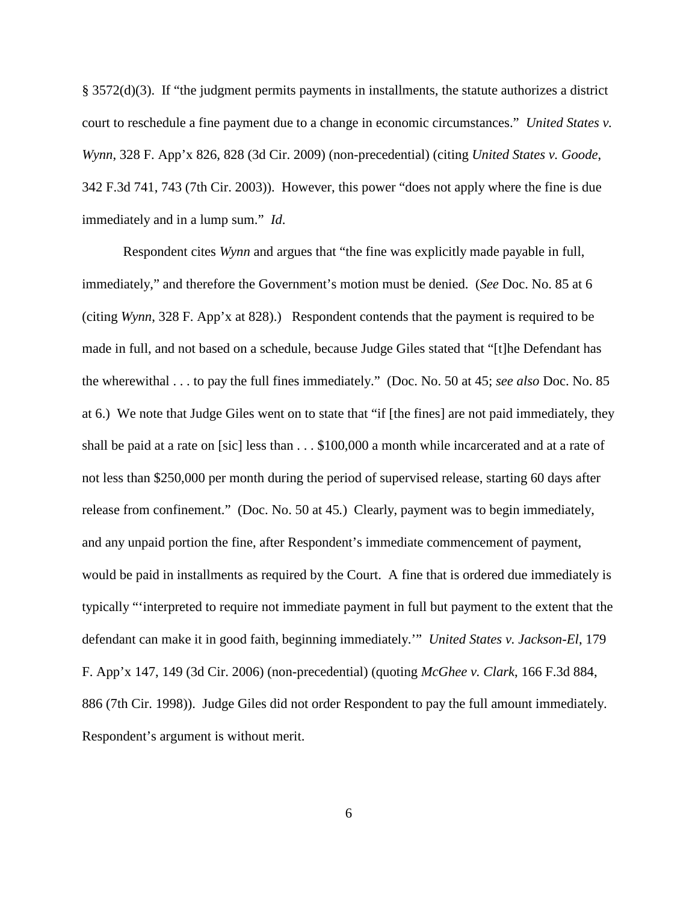§ 3572(d)(3). If "the judgment permits payments in installments, the statute authorizes a district court to reschedule a fine payment due to a change in economic circumstances." *United States v. Wynn*, 328 F. App'x 826, 828 (3d Cir. 2009) (non-precedential) (citing *United States v. Goode*, 342 F.3d 741, 743 (7th Cir. 2003)). However, this power "does not apply where the fine is due immediately and in a lump sum." *Id*.

Respondent cites *Wynn* and argues that "the fine was explicitly made payable in full, immediately," and therefore the Government's motion must be denied. (*See* Doc. No. 85 at 6 (citing *Wynn*, 328 F. App'x at 828).) Respondent contends that the payment is required to be made in full, and not based on a schedule, because Judge Giles stated that "[t]he Defendant has the wherewithal . . . to pay the full fines immediately." (Doc. No. 50 at 45; *see also* Doc. No. 85 at 6.) We note that Judge Giles went on to state that "if [the fines] are not paid immediately, they shall be paid at a rate on [sic] less than . . . $100,000 a month while incarcerated and at a rate of not less than $250,000 per month during the period of supervised release, starting 60 days after release from confinement." (Doc. No. 50 at 45.) Clearly, payment was to begin immediately, and any unpaid portion the fine, after Respondent's immediate commencement of payment, would be paid in installments as required by the Court. A fine that is ordered due immediately is typically "'interpreted to require not immediate payment in full but payment to the extent that the defendant can make it in good faith, beginning immediately.'" *United States v. Jackson-El*, 179 F. App'x 147, 149 (3d Cir. 2006) (non-precedential) (quoting *McGhee v. Clark*, 166 F.3d 884, 886 (7th Cir. 1998)). Judge Giles did not order Respondent to pay the full amount immediately. Respondent's argument is without merit.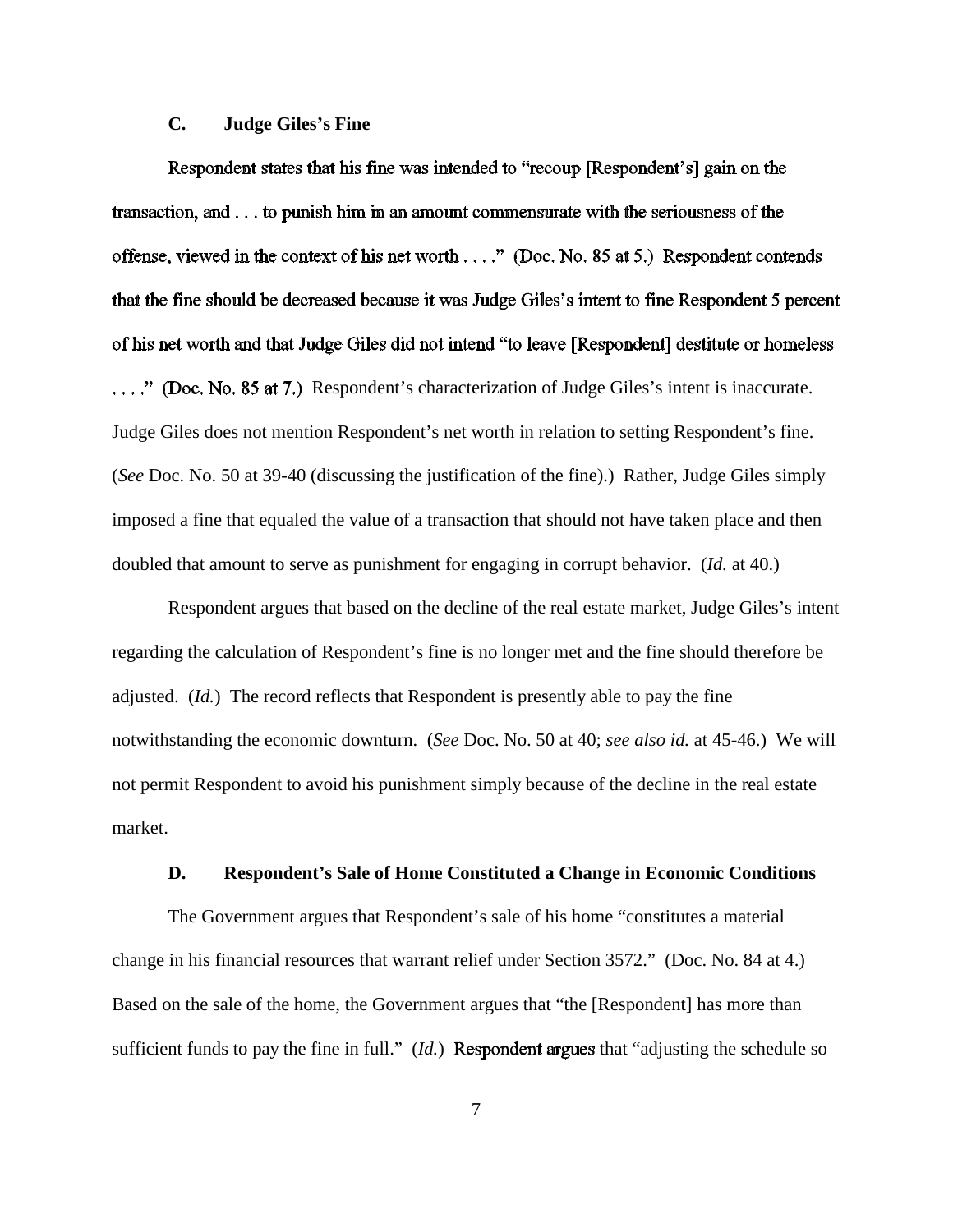### C. Judge Giles's Fine

Respondent states that his fine was intended to "recoup [Respondent's] gain on the transaction, and . . . to punish him in an amount commensurate with the seriousness of the offense, viewed in the context of his net worth . . . ." (Doc. No. 85 at 5.) Respondent contends that the fine should be decreased because it was Judge Giles's intent to fine Respondent 5 percent of his net worth and that Judge Giles did not intend "to leave [Respondent] destitute or homeless . . . ." (Doc. No. 85 at 7.) Respondent's characterization of Judge Giles's intent is inaccurate. Judge Giles does not mention Respondent's net worth in relation to setting Respondent's fine. (*See* Doc. No. 50 at 39-40 (discussing the justification of the fine).) Rather, Judge Giles simply imposed a fine that equaled the value of a transaction that should not have taken place and then doubled that amount to serve as punishment for engaging in corrupt behavior. (*Id.* at 40.)

Respondent argues that based on the decline of the real estate market, Judge Giles's intent regarding the calculation of Respondent's fine is no longer met and the fine should therefore be adjusted. (*Id.*) The record reflects that Respondent is presently able to pay the fine notwithstanding the economic downturn. (*See* Doc. No. 50 at 40; *see also id.* at 45-46.) We will not permit Respondent to avoid his punishment simply because of the decline in the real estate market.

### D. Respondent's Sale of Home Constituted a Change in Economic Conditions

The Government argues that Respondent's sale of his home "constitutes a material change in his financial resources that warrant relief under Section 3572." (Doc. No. 84 at 4.) Based on the sale of the home, the Government argues that "the [Respondent] has more than sufficient funds to pay the fine in full." (*Id.*) Respondent argues that "adjusting the schedule so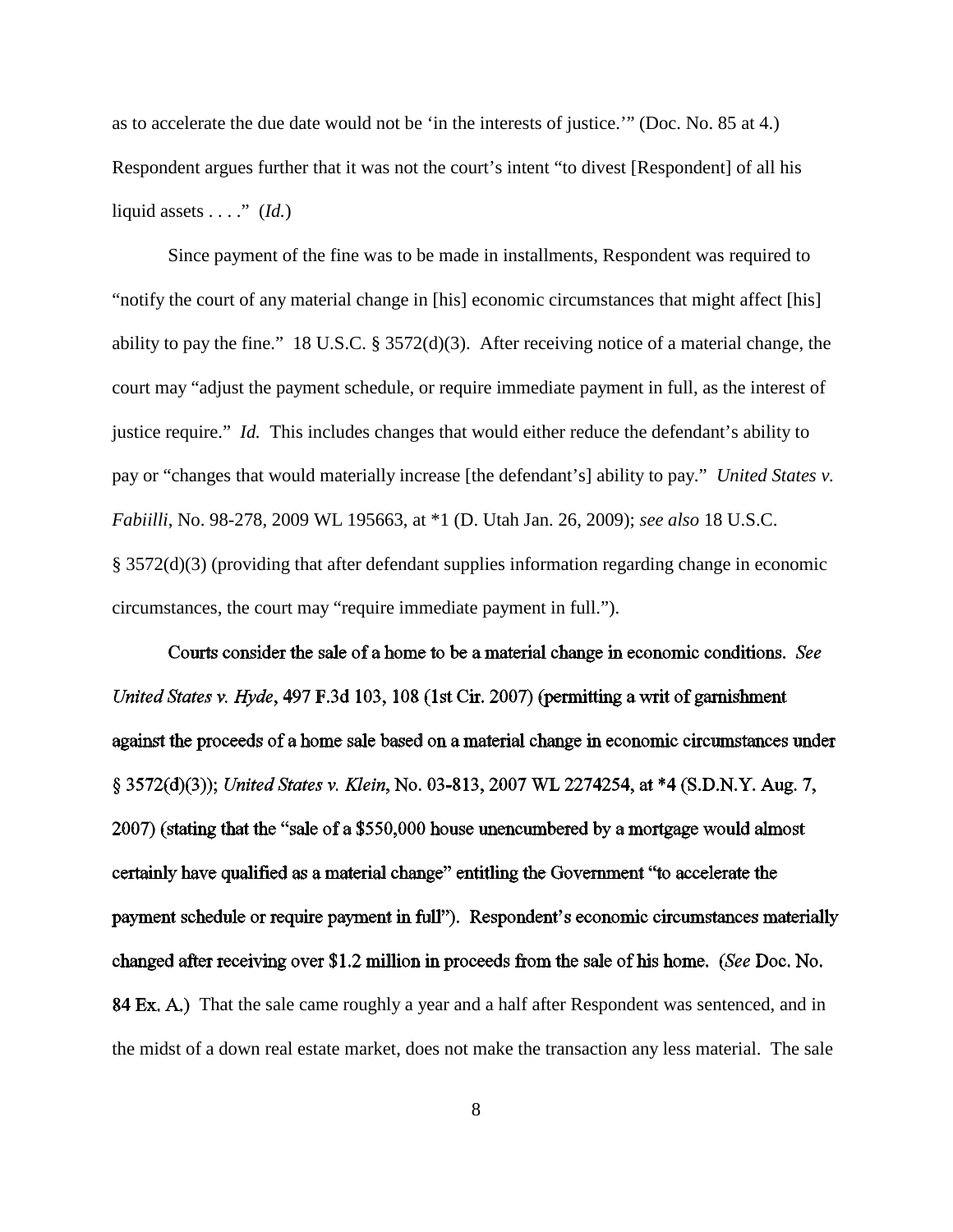as to accelerate the due date would not be 'in the interests of justice.'" (Doc. No. 85 at 4.) Respondent argues further that it was not the court's intent "to divest [Respondent] of all his liquid assets . . . ." (*Id.*)

Since payment of the fine was to be made in installments, Respondent was required to "notify the court of any material change in [his] economic circumstances that might affect [his] ability to pay the fine." 18 U.S.C. § 3572(d)(3). After receiving notice of a material change, the court may "adjust the payment schedule, or require immediate payment in full, as the interest of justice require." *Id.* This includes changes that would either reduce the defendant's ability to pay or "changes that would materially increase [the defendant's] ability to pay." *United States v. Fabiilli*, No. 98-278, 2009 WL 195663, at *1 (D. Utah Jan. 26, 2009); *see also* 18 U.S.C. § 3572(d)(3) (providing that after defendant supplies information regarding change in economic circumstances, the court may "require immediate payment in full.").

Courts consider the sale of a home to be a material change in economic conditions. *See United States v. Hyde*, 497 F.3d 103, 108 (1st Cir. 2007) (permitting a writ of garnishment against the proceeds of a home sale based on a material change in economic circumstances under § 3572(d)(3)); *United States v. Klein*, No. 03-813, 2007 WL 2274254, at *4 (S.D.N.Y. Aug. 7, 2007) (stating that the "sale of a $550,000 house unencumbered by a mortgage would almost certainly have qualified as a material change" entitling the Government "to accelerate the payment schedule or require payment in full"). Respondent's economic circumstances materially changed after receiving over $1.2 million in proceeds from the sale of his home. (*See* Doc. No. 84 Ex. A.) That the sale came roughly a year and a half after Respondent was sentenced, and in the midst of a down real estate market, does not make the transaction any less material. The sale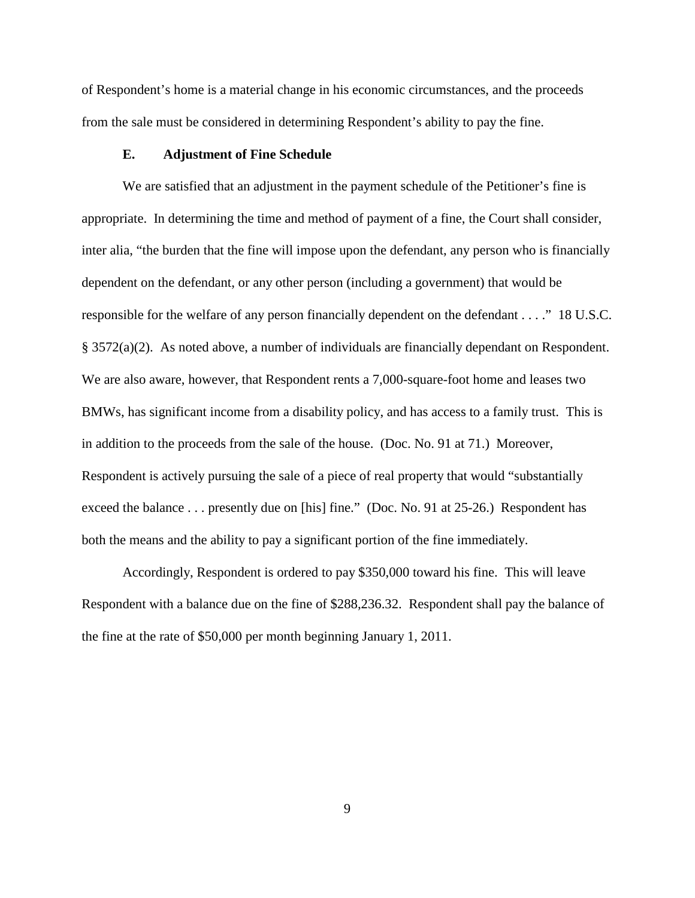of Respondent's home is a material change in his economic circumstances, and the proceeds from the sale must be considered in determining Respondent's ability to pay the fine.

### E. Adjustment of Fine Schedule

We are satisfied that an adjustment in the payment schedule of the Petitioner's fine is appropriate. In determining the time and method of payment of a fine, the Court shall consider, inter alia, "the burden that the fine will impose upon the defendant, any person who is financially dependent on the defendant, or any other person (including a government) that would be responsible for the welfare of any person financially dependent on the defendant . . . ." 18 U.S.C. § 3572(a)(2). As noted above, a number of individuals are financially dependant on Respondent. We are also aware, however, that Respondent rents a 7,000-square-foot home and leases two BMWs, has significant income from a disability policy, and has access to a family trust. This is in addition to the proceeds from the sale of the house. (Doc. No. 91 at 71.) Moreover, Respondent is actively pursuing the sale of a piece of real property that would "substantially exceed the balance . . . presently due on [his] fine." (Doc. No. 91 at 25-26.) Respondent has both the means and the ability to pay a significant portion of the fine immediately.

Accordingly, Respondent is ordered to pay $350,000 toward his fine. This will leave Respondent with a balance due on the fine of $288,236.32. Respondent shall pay the balance of the fine at the rate of $50,000 per month beginning January 1, 2011.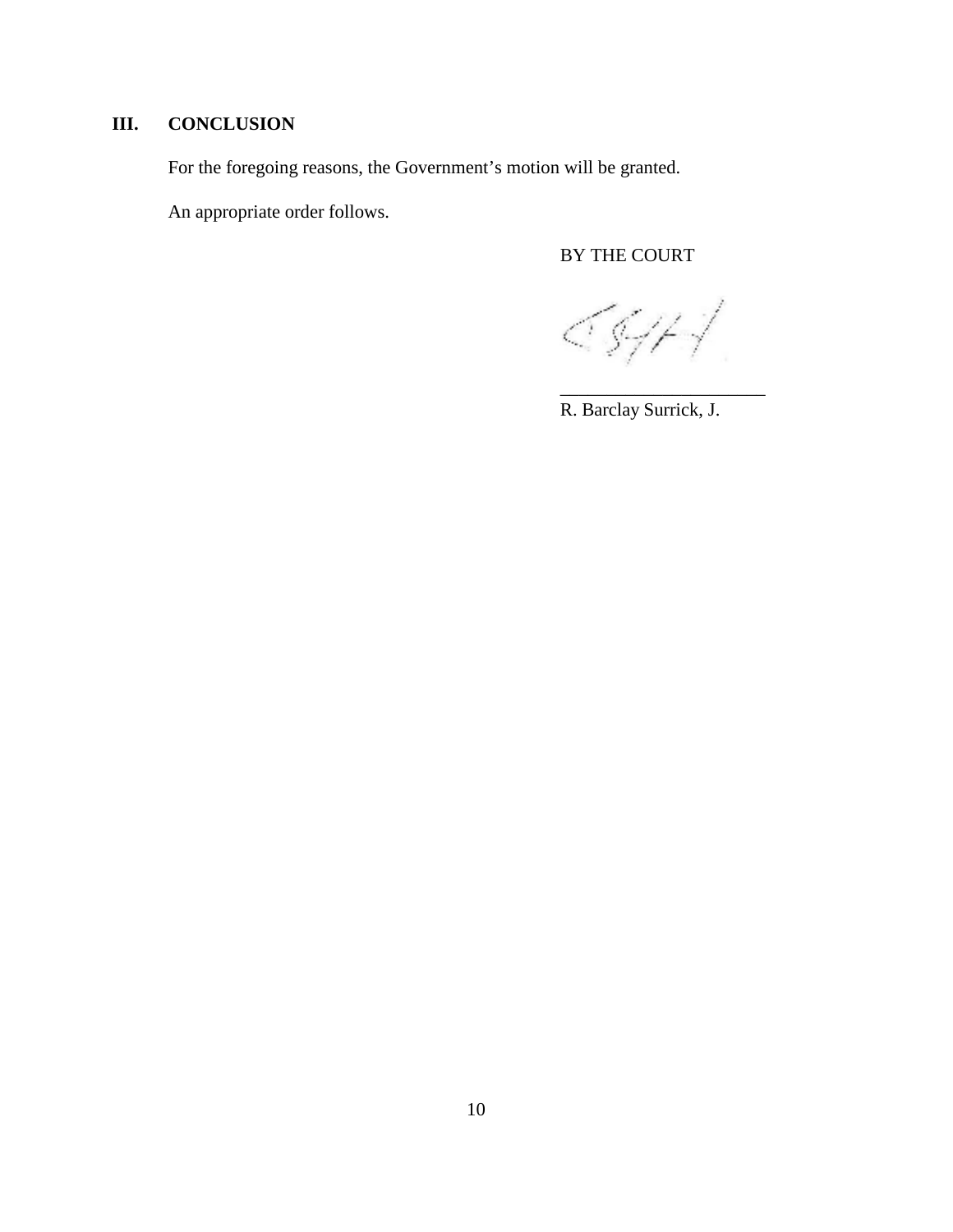## III. CONCLUSION

For the foregoing reasons, the Government's motion will be granted.

An appropriate order follows.

BY THE COURT

\_\_\_\_\_\_\_\_\_\_\_\_\_\_\_\_\_\_\_\_\_\_\_\_

R. Barclay Surrick, J.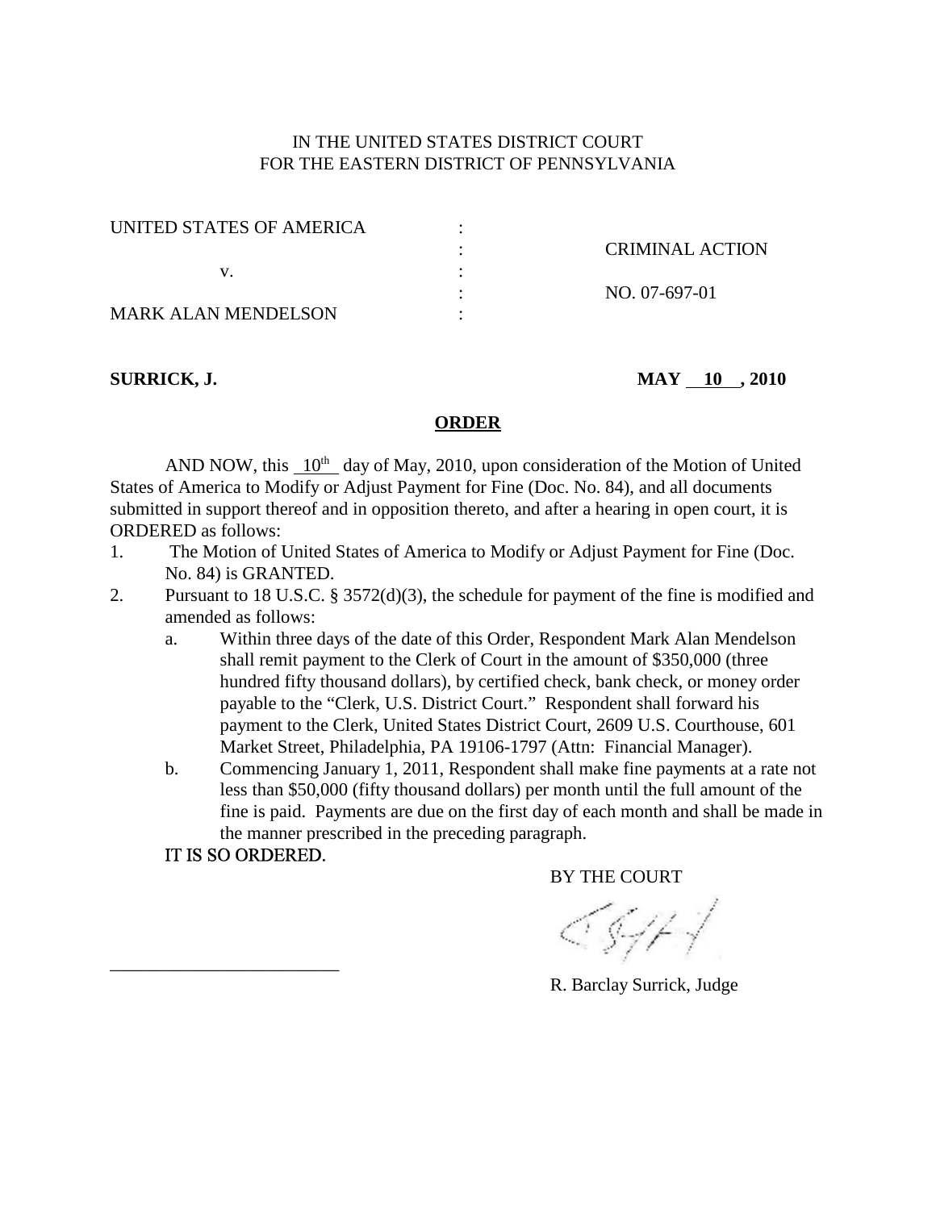IN THE UNITED STATES DISTRICT COURT
FOR THE EASTERN DISTRICT OF PENNSYLVANIA

| | | |
|---|---|---|
| UNITED STATES OF AMERICA | : | |
| | : | CRIMINAL ACTION |
| v. | : | |
| | : | NO. 07-697-01 |
| MARK ALAN MENDELSON | : | |

**SURRICK, J.** **MAY 10 , 2010**

## ORDER

AND NOW, this 10th day of May, 2010, upon consideration of the Motion of United States of America to Modify or Adjust Payment for Fine (Doc. No. 84), and all documents submitted in support thereof and in opposition thereto, and after a hearing in open court, it is ORDERED as follows:

1. The Motion of United States of America to Modify or Adjust Payment for Fine (Doc. No. 84) is GRANTED.
2. Pursuant to 18 U.S.C. § 3572(d)(3), the schedule for payment of the fine is modified and amended as follows:
   a. Within three days of the date of this Order, Respondent Mark Alan Mendelson shall remit payment to the Clerk of Court in the amount of $350,000 (three hundred fifty thousand dollars), by certified check, bank check, or money order payable to the "Clerk, U.S. District Court." Respondent shall forward his payment to the Clerk, United States District Court, 2609 U.S. Courthouse, 601 Market Street, Philadelphia, PA 19106-1797 (Attn: Financial Manager).
   b. Commencing January 1, 2011, Respondent shall make fine payments at a rate not less than $50,000 (fifty thousand dollars) per month until the full amount of the fine is paid. Payments are due on the first day of each month and shall be made in the manner prescribed in the preceding paragraph.

IT IS SO ORDERED.

BY THE COURT

R. Barclay Surrick, Judge